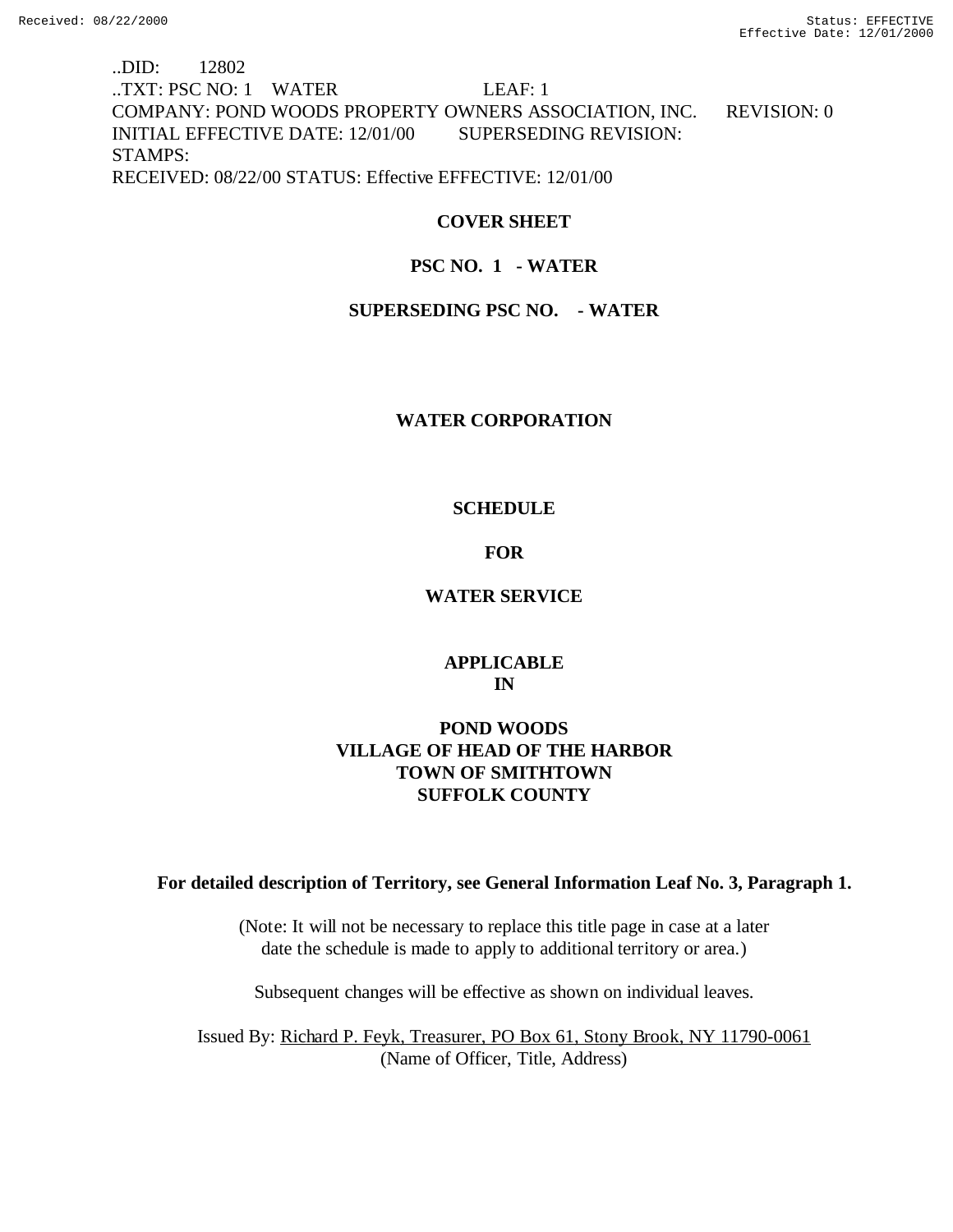..DID: 12802
..TXT: PSC NO: 1 WATER LEAF: 1
COMPANY: POND WOODS PROPERTY OWNERS ASSOCIATION, INC. REVISION: 0
INITIAL EFFECTIVE DATE: 12/01/00 SUPERSEDING REVISION:
STAMPS:
RECEIVED: 08/22/00 STATUS: Effective EFFECTIVE: 12/01/00

**COVER SHEET**

**PSC NO. 1 - WATER**

**SUPERSEDING PSC NO. - WATER**

**WATER CORPORATION**

**SCHEDULE**

**FOR**

**WATER SERVICE**

**APPLICABLE**
**IN**

**POND WOODS**
**VILLAGE OF HEAD OF THE HARBOR**
**TOWN OF SMITHTOWN**
**SUFFOLK COUNTY**

**For detailed description of Territory, see General Information Leaf No. 3, Paragraph 1.**

(Note: It will not be necessary to replace this title page in case at a later date the schedule is made to apply to additional territory or area.)

Subsequent changes will be effective as shown on individual leaves.

Issued By: Richard P. Feyk, Treasurer, PO Box 61, Stony Brook, NY 11790-0061
(Name of Officer, Title, Address)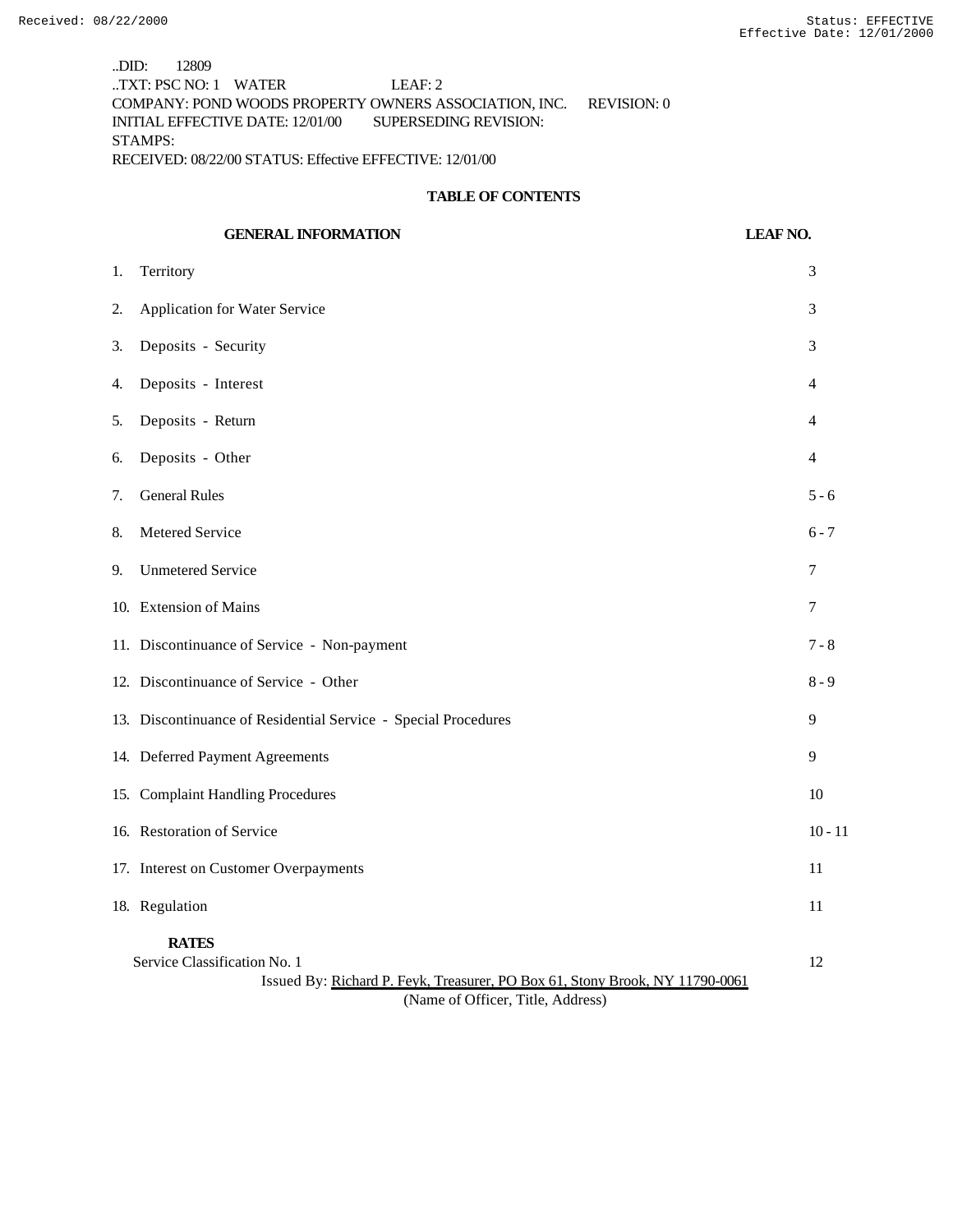..DID: 12809
..TXT: PSC NO: 1 WATER LEAF: 2
COMPANY: POND WOODS PROPERTY OWNERS ASSOCIATION, INC. REVISION: 0
INITIAL EFFECTIVE DATE: 12/01/00 SUPERSEDING REVISION:
STAMPS:
RECEIVED: 08/22/00 STATUS: Effective EFFECTIVE: 12/01/00

## TABLE OF CONTENTS

| GENERAL INFORMATION | LEAF NO. |
|---|---|
| 1. Territory | 3 |
| 2. Application for Water Service | 3 |
| 3. Deposits - Security | 3 |
| 4. Deposits - Interest | 4 |
| 5. Deposits - Return | 4 |
| 6. Deposits - Other | 4 |
| 7. General Rules | 5 - 6 |
| 8. Metered Service | 6 - 7 |
| 9. Unmetered Service | 7 |
| 10. Extension of Mains | 7 |
| 11. Discontinuance of Service - Non-payment | 7 - 8 |
| 12. Discontinuance of Service - Other | 8 - 9 |
| 13. Discontinuance of Residential Service - Special Procedures | 9 |
| 14. Deferred Payment Agreements | 9 |
| 15. Complaint Handling Procedures | 10 |
| 16. Restoration of Service | 10 - 11 |
| 17. Interest on Customer Overpayments | 11 |
| 18. Regulation | 11 |
| **RATES** | |
| Service Classification No. 1 | 12 |

Issued By: Richard P. Feyk, Treasurer, PO Box 61, Stony Brook, NY 11790-0061
(Name of Officer, Title, Address)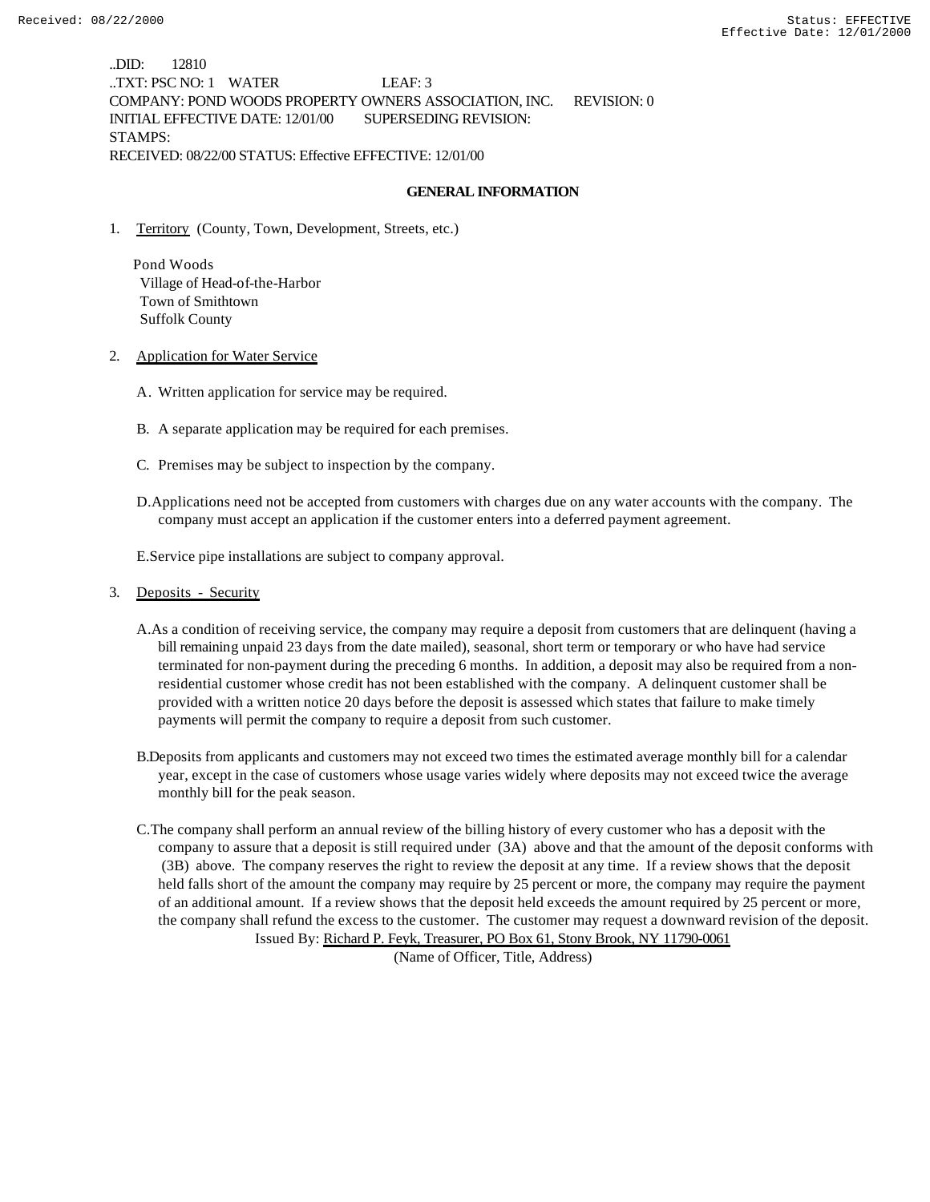..DID: 12810
..TXT: PSC NO: 1 WATER LEAF: 3
COMPANY: POND WOODS PROPERTY OWNERS ASSOCIATION, INC. REVISION: 0
INITIAL EFFECTIVE DATE: 12/01/00 SUPERSEDING REVISION:
STAMPS:
RECEIVED: 08/22/00 STATUS: Effective EFFECTIVE: 12/01/00

## GENERAL INFORMATION

1. Territory (County, Town, Development, Streets, etc.)

   Pond Woods
   Village of Head-of-the-Harbor
   Town of Smithtown
   Suffolk County

2. Application for Water Service

   A. Written application for service may be required.

   B. A separate application may be required for each premises.

   C. Premises may be subject to inspection by the company.

   D. Applications need not be accepted from customers with charges due on any water accounts with the company. The company must accept an application if the customer enters into a deferred payment agreement.

   E. Service pipe installations are subject to company approval.

3. Deposits - Security

   A. As a condition of receiving service, the company may require a deposit from customers that are delinquent (having a bill remaining unpaid 23 days from the date mailed), seasonal, short term or temporary or who have had service terminated for non-payment during the preceding 6 months. In addition, a deposit may also be required from a non-residential customer whose credit has not been established with the company. A delinquent customer shall be provided with a written notice 20 days before the deposit is assessed which states that failure to make timely payments will permit the company to require a deposit from such customer.

   B. Deposits from applicants and customers may not exceed two times the estimated average monthly bill for a calendar year, except in the case of customers whose usage varies widely where deposits may not exceed twice the average monthly bill for the peak season.

   C. The company shall perform an annual review of the billing history of every customer who has a deposit with the company to assure that a deposit is still required under (3A) above and that the amount of the deposit conforms with (3B) above. The company reserves the right to review the deposit at any time. If a review shows that the deposit held falls short of the amount the company may require by 25 percent or more, the company may require the payment of an additional amount. If a review shows that the deposit held exceeds the amount required by 25 percent or more, the company shall refund the excess to the customer. The customer may request a downward revision of the deposit.

Issued By: Richard P. Feyk, Treasurer, PO Box 61, Stony Brook, NY 11790-0061
(Name of Officer, Title, Address)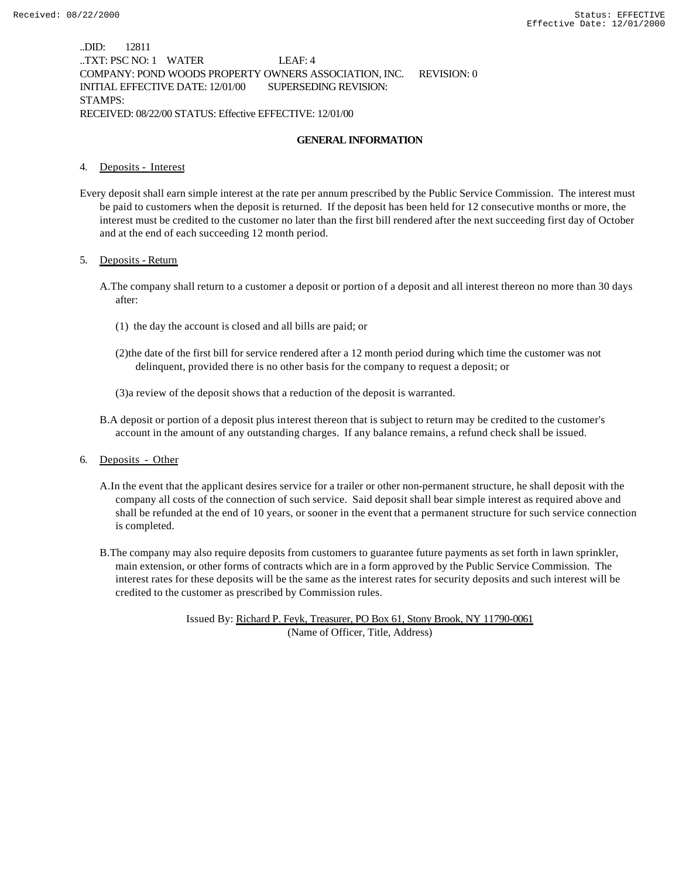..DID: 12811
..TXT: PSC NO: 1 WATER LEAF: 4
COMPANY: POND WOODS PROPERTY OWNERS ASSOCIATION, INC. REVISION: 0
INITIAL EFFECTIVE DATE: 12/01/00 SUPERSEDING REVISION:
STAMPS:
RECEIVED: 08/22/00 STATUS: Effective EFFECTIVE: 12/01/00

## GENERAL INFORMATION

4. Deposits - Interest

Every deposit shall earn simple interest at the rate per annum prescribed by the Public Service Commission. The interest must be paid to customers when the deposit is returned. If the deposit has been held for 12 consecutive months or more, the interest must be credited to the customer no later than the first bill rendered after the next succeeding first day of October and at the end of each succeeding 12 month period.

5. Deposits - Return

A. The company shall return to a customer a deposit or portion of a deposit and all interest thereon no more than 30 days after:

(1) the day the account is closed and all bills are paid; or

(2) the date of the first bill for service rendered after a 12 month period during which time the customer was not delinquent, provided there is no other basis for the company to request a deposit; or

(3) a review of the deposit shows that a reduction of the deposit is warranted.

B. A deposit or portion of a deposit plus interest thereon that is subject to return may be credited to the customer's account in the amount of any outstanding charges. If any balance remains, a refund check shall be issued.

6. Deposits - Other

A. In the event that the applicant desires service for a trailer or other non-permanent structure, he shall deposit with the company all costs of the connection of such service. Said deposit shall bear simple interest as required above and shall be refunded at the end of 10 years, or sooner in the event that a permanent structure for such service connection is completed.

B. The company may also require deposits from customers to guarantee future payments as set forth in lawn sprinkler, main extension, or other forms of contracts which are in a form approved by the Public Service Commission. The interest rates for these deposits will be the same as the interest rates for security deposits and such interest will be credited to the customer as prescribed by Commission rules.

Issued By: Richard P. Feyk, Treasurer, PO Box 61, Stony Brook, NY 11790-0061
(Name of Officer, Title, Address)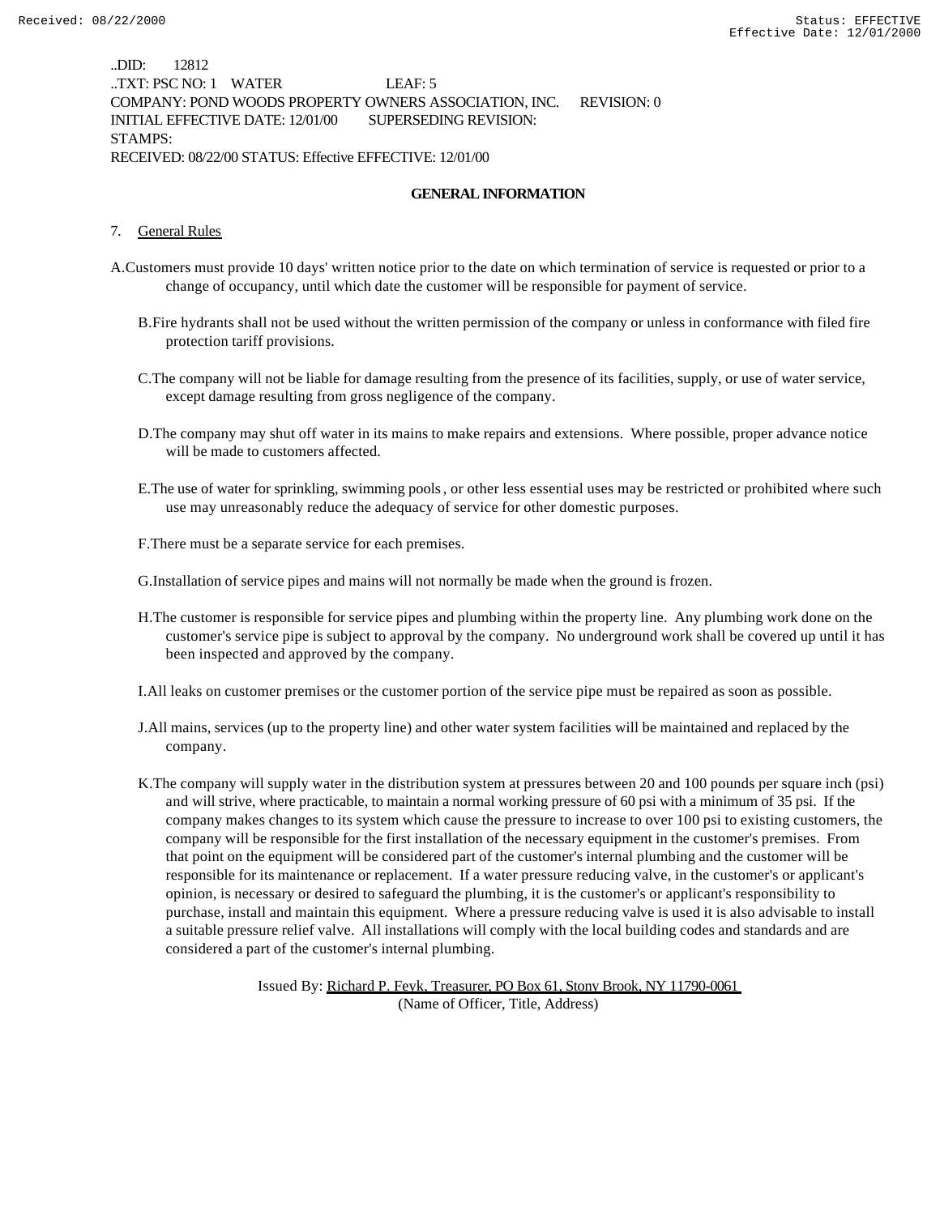..DID: 12812
..TXT: PSC NO: 1 WATER LEAF: 5
COMPANY: POND WOODS PROPERTY OWNERS ASSOCIATION, INC. REVISION: 0
INITIAL EFFECTIVE DATE: 12/01/00 SUPERSEDING REVISION:
STAMPS:
RECEIVED: 08/22/00 STATUS: Effective EFFECTIVE: 12/01/00

## GENERAL INFORMATION

7. General Rules

A. Customers must provide 10 days' written notice prior to the date on which termination of service is requested or prior to a change of occupancy, until which date the customer will be responsible for payment of service.

B. Fire hydrants shall not be used without the written permission of the company or unless in conformance with filed fire protection tariff provisions.

C. The company will not be liable for damage resulting from the presence of its facilities, supply, or use of water service, except damage resulting from gross negligence of the company.

D. The company may shut off water in its mains to make repairs and extensions. Where possible, proper advance notice will be made to customers affected.

E. The use of water for sprinkling, swimming pools, or other less essential uses may be restricted or prohibited where such use may unreasonably reduce the adequacy of service for other domestic purposes.

F. There must be a separate service for each premises.

G. Installation of service pipes and mains will not normally be made when the ground is frozen.

H. The customer is responsible for service pipes and plumbing within the property line. Any plumbing work done on the customer's service pipe is subject to approval by the company. No underground work shall be covered up until it has been inspected and approved by the company.

I. All leaks on customer premises or the customer portion of the service pipe must be repaired as soon as possible.

J. All mains, services (up to the property line) and other water system facilities will be maintained and replaced by the company.

K. The company will supply water in the distribution system at pressures between 20 and 100 pounds per square inch (psi) and will strive, where practicable, to maintain a normal working pressure of 60 psi with a minimum of 35 psi. If the company makes changes to its system which cause the pressure to increase to over 100 psi to existing customers, the company will be responsible for the first installation of the necessary equipment in the customer's premises. From that point on the equipment will be considered part of the customer's internal plumbing and the customer will be responsible for its maintenance or replacement. If a water pressure reducing valve, in the customer's or applicant's opinion, is necessary or desired to safeguard the plumbing, it is the customer's or applicant's responsibility to purchase, install and maintain this equipment. Where a pressure reducing valve is used it is also advisable to install a suitable pressure relief valve. All installations will comply with the local building codes and standards and are considered a part of the customer's internal plumbing.

Issued By: Richard P. Feyk, Treasurer, PO Box 61, Stony Brook, NY 11790-0061
(Name of Officer, Title, Address)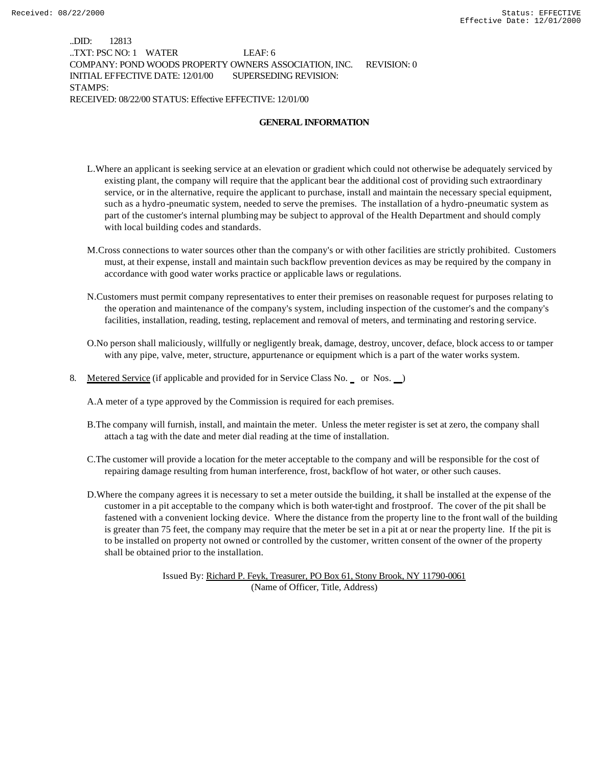..DID: 12813
..TXT: PSC NO: 1 WATER LEAF: 6
COMPANY: POND WOODS PROPERTY OWNERS ASSOCIATION, INC. REVISION: 0
INITIAL EFFECTIVE DATE: 12/01/00 SUPERSEDING REVISION:
STAMPS:
RECEIVED: 08/22/00 STATUS: Effective EFFECTIVE: 12/01/00

## GENERAL INFORMATION

L. Where an applicant is seeking service at an elevation or gradient which could not otherwise be adequately serviced by existing plant, the company will require that the applicant bear the additional cost of providing such extraordinary service, or in the alternative, require the applicant to purchase, install and maintain the necessary special equipment, such as a hydro-pneumatic system, needed to serve the premises. The installation of a hydro-pneumatic system as part of the customer's internal plumbing may be subject to approval of the Health Department and should comply with local building codes and standards.

M. Cross connections to water sources other than the company's or with other facilities are strictly prohibited. Customers must, at their expense, install and maintain such backflow prevention devices as may be required by the company in accordance with good water works practice or applicable laws or regulations.

N. Customers must permit company representatives to enter their premises on reasonable request for purposes relating to the operation and maintenance of the company's system, including inspection of the customer's and the company's facilities, installation, reading, testing, replacement and removal of meters, and terminating and restoring service.

O. No person shall maliciously, willfully or negligently break, damage, destroy, uncover, deface, block access to or tamper with any pipe, valve, meter, structure, appurtenance or equipment which is a part of the water works system.

8. Metered Service (if applicable and provided for in Service Class No. \_ or Nos. \_\_)

A. A meter of a type approved by the Commission is required for each premises.

B. The company will furnish, install, and maintain the meter. Unless the meter register is set at zero, the company shall attach a tag with the date and meter dial reading at the time of installation.

C. The customer will provide a location for the meter acceptable to the company and will be responsible for the cost of repairing damage resulting from human interference, frost, backflow of hot water, or other such causes.

D. Where the company agrees it is necessary to set a meter outside the building, it shall be installed at the expense of the customer in a pit acceptable to the company which is both water-tight and frostproof. The cover of the pit shall be fastened with a convenient locking device. Where the distance from the property line to the front wall of the building is greater than 75 feet, the company may require that the meter be set in a pit at or near the property line. If the pit is to be installed on property not owned or controlled by the customer, written consent of the owner of the property shall be obtained prior to the installation.

Issued By: Richard P. Feyk, Treasurer, PO Box 61, Stony Brook, NY 11790-0061
(Name of Officer, Title, Address)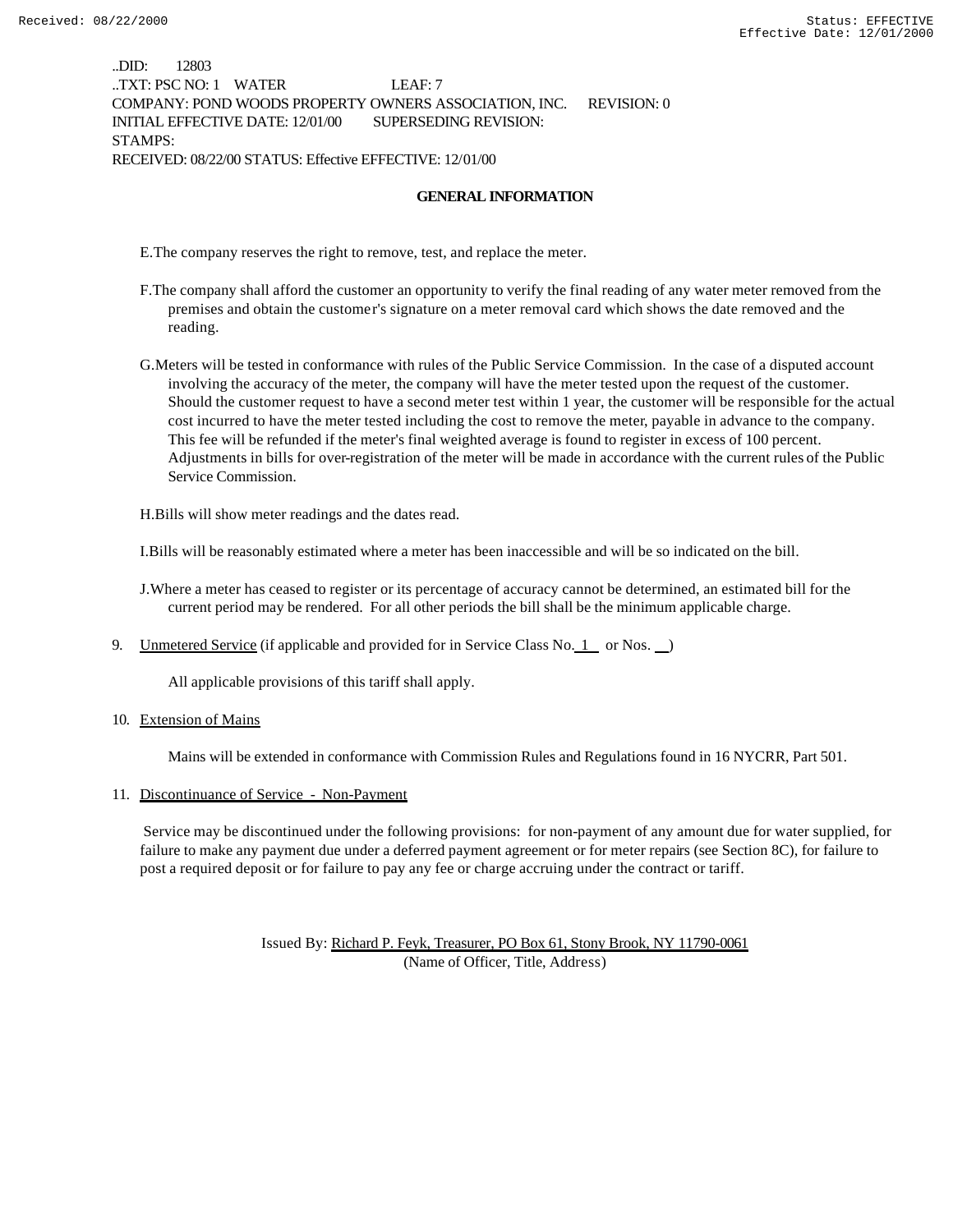..DID: 12803
..TXT: PSC NO: 1 WATER LEAF: 7
COMPANY: POND WOODS PROPERTY OWNERS ASSOCIATION, INC. REVISION: 0
INITIAL EFFECTIVE DATE: 12/01/00 SUPERSEDING REVISION:
STAMPS:
RECEIVED: 08/22/00 STATUS: Effective EFFECTIVE: 12/01/00

**GENERAL INFORMATION**

E. The company reserves the right to remove, test, and replace the meter.

F. The company shall afford the customer an opportunity to verify the final reading of any water meter removed from the premises and obtain the customer's signature on a meter removal card which shows the date removed and the reading.

G. Meters will be tested in conformance with rules of the Public Service Commission. In the case of a disputed account involving the accuracy of the meter, the company will have the meter tested upon the request of the customer. Should the customer request to have a second meter test within 1 year, the customer will be responsible for the actual cost incurred to have the meter tested including the cost to remove the meter, payable in advance to the company. This fee will be refunded if the meter's final weighted average is found to register in excess of 100 percent. Adjustments in bills for over-registration of the meter will be made in accordance with the current rules of the Public Service Commission.

H. Bills will show meter readings and the dates read.

I. Bills will be reasonably estimated where a meter has been inaccessible and will be so indicated on the bill.

J. Where a meter has ceased to register or its percentage of accuracy cannot be determined, an estimated bill for the current period may be rendered. For all other periods the bill shall be the minimum applicable charge.

9. Unmetered Service (if applicable and provided for in Service Class No. 1 or Nos. \_\_)

   All applicable provisions of this tariff shall apply.

10. Extension of Mains

    Mains will be extended in conformance with Commission Rules and Regulations found in 16 NYCRR, Part 501.

11. Discontinuance of Service - Non-Payment

    Service may be discontinued under the following provisions: for non-payment of any amount due for water supplied, for failure to make any payment due under a deferred payment agreement or for meter repairs (see Section 8C), for failure to post a required deposit or for failure to pay any fee or charge accruing under the contract or tariff.

Issued By: Richard P. Feyk, Treasurer, PO Box 61, Stony Brook, NY 11790-0061
(Name of Officer, Title, Address)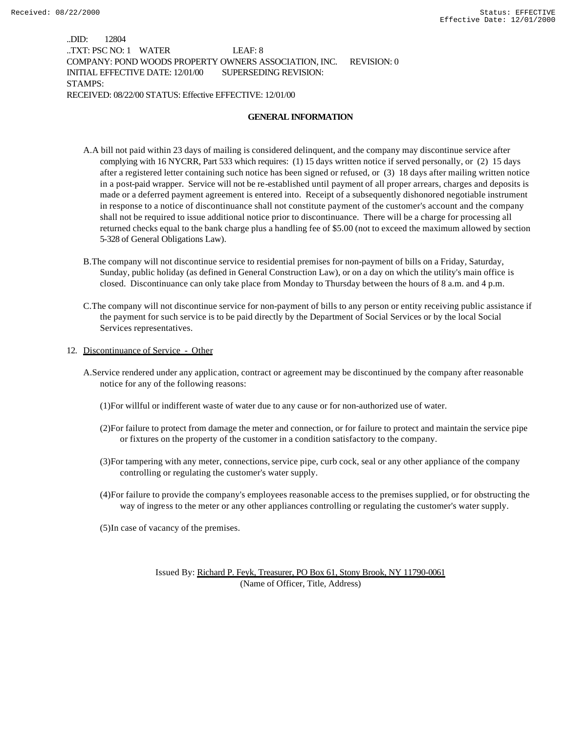..DID: 12804
..TXT: PSC NO: 1 WATER LEAF: 8
COMPANY: POND WOODS PROPERTY OWNERS ASSOCIATION, INC. REVISION: 0
INITIAL EFFECTIVE DATE: 12/01/00 SUPERSEDING REVISION:
STAMPS:
RECEIVED: 08/22/00 STATUS: Effective EFFECTIVE: 12/01/00

**GENERAL INFORMATION**

A. A bill not paid within 23 days of mailing is considered delinquent, and the company may discontinue service after complying with 16 NYCRR, Part 533 which requires: (1) 15 days written notice if served personally, or (2) 15 days after a registered letter containing such notice has been signed or refused, or (3) 18 days after mailing written notice in a post-paid wrapper. Service will not be re-established until payment of all proper arrears, charges and deposits is made or a deferred payment agreement is entered into. Receipt of a subsequently dishonored negotiable instrument in response to a notice of discontinuance shall not constitute payment of the customer's account and the company shall not be required to issue additional notice prior to discontinuance. There will be a charge for processing all returned checks equal to the bank charge plus a handling fee of $5.00 (not to exceed the maximum allowed by section 5-328 of General Obligations Law).

B. The company will not discontinue service to residential premises for non-payment of bills on a Friday, Saturday, Sunday, public holiday (as defined in General Construction Law), or on a day on which the utility's main office is closed. Discontinuance can only take place from Monday to Thursday between the hours of 8 a.m. and 4 p.m.

C. The company will not discontinue service for non-payment of bills to any person or entity receiving public assistance if the payment for such service is to be paid directly by the Department of Social Services or by the local Social Services representatives.

12. Discontinuance of Service - Other

A. Service rendered under any application, contract or agreement may be discontinued by the company after reasonable notice for any of the following reasons:

(1) For willful or indifferent waste of water due to any cause or for non-authorized use of water.

(2) For failure to protect from damage the meter and connection, or for failure to protect and maintain the service pipe or fixtures on the property of the customer in a condition satisfactory to the company.

(3) For tampering with any meter, connections, service pipe, curb cock, seal or any other appliance of the company controlling or regulating the customer's water supply.

(4) For failure to provide the company's employees reasonable access to the premises supplied, or for obstructing the way of ingress to the meter or any other appliances controlling or regulating the customer's water supply.

(5) In case of vacancy of the premises.

Issued By: Richard P. Feyk, Treasurer, PO Box 61, Stony Brook, NY 11790-0061
(Name of Officer, Title, Address)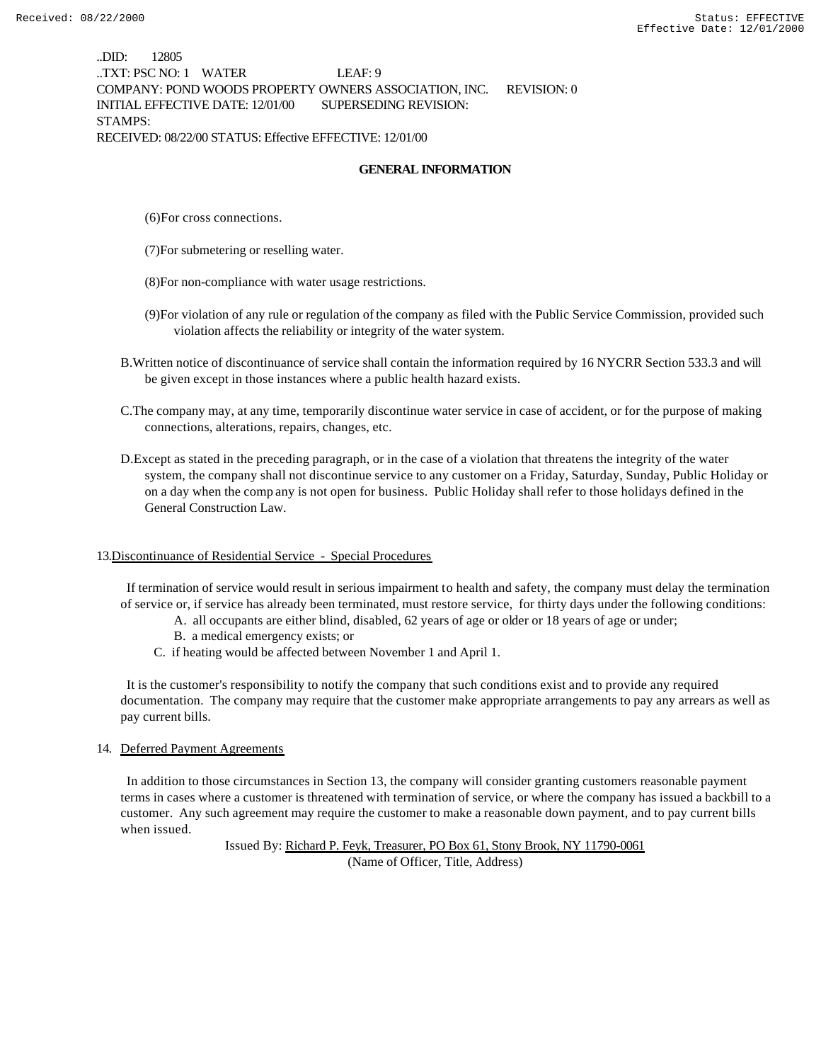..DID: 12805
..TXT: PSC NO: 1 WATER LEAF: 9
COMPANY: POND WOODS PROPERTY OWNERS ASSOCIATION, INC. REVISION: 0
INITIAL EFFECTIVE DATE: 12/01/00 SUPERSEDING REVISION:
STAMPS:
RECEIVED: 08/22/00 STATUS: Effective EFFECTIVE: 12/01/00

**GENERAL INFORMATION**

(6)For cross connections.

(7)For submetering or reselling water.

(8)For non-compliance with water usage restrictions.

(9)For violation of any rule or regulation of the company as filed with the Public Service Commission, provided such violation affects the reliability or integrity of the water system.

B.Written notice of discontinuance of service shall contain the information required by 16 NYCRR Section 533.3 and will be given except in those instances where a public health hazard exists.

C.The company may, at any time, temporarily discontinue water service in case of accident, or for the purpose of making connections, alterations, repairs, changes, etc.

D.Except as stated in the preceding paragraph, or in the case of a violation that threatens the integrity of the water system, the company shall not discontinue service to any customer on a Friday, Saturday, Sunday, Public Holiday or on a day when the comp any is not open for business. Public Holiday shall refer to those holidays defined in the General Construction Law.

13.Discontinuance of Residential Service - Special Procedures

If termination of service would result in serious impairment to health and safety, the company must delay the termination of service or, if service has already been terminated, must restore service, for thirty days under the following conditions:

A. all occupants are either blind, disabled, 62 years of age or older or 18 years of age or under;
B. a medical emergency exists; or
C. if heating would be affected between November 1 and April 1.

It is the customer's responsibility to notify the company that such conditions exist and to provide any required documentation. The company may require that the customer make appropriate arrangements to pay any arrears as well as pay current bills.

14. Deferred Payment Agreements

In addition to those circumstances in Section 13, the company will consider granting customers reasonable payment terms in cases where a customer is threatened with termination of service, or where the company has issued a backbill to a customer. Any such agreement may require the customer to make a reasonable down payment, and to pay current bills when issued.

Issued By: Richard P. Feyk, Treasurer, PO Box 61, Stony Brook, NY 11790-0061
(Name of Officer, Title, Address)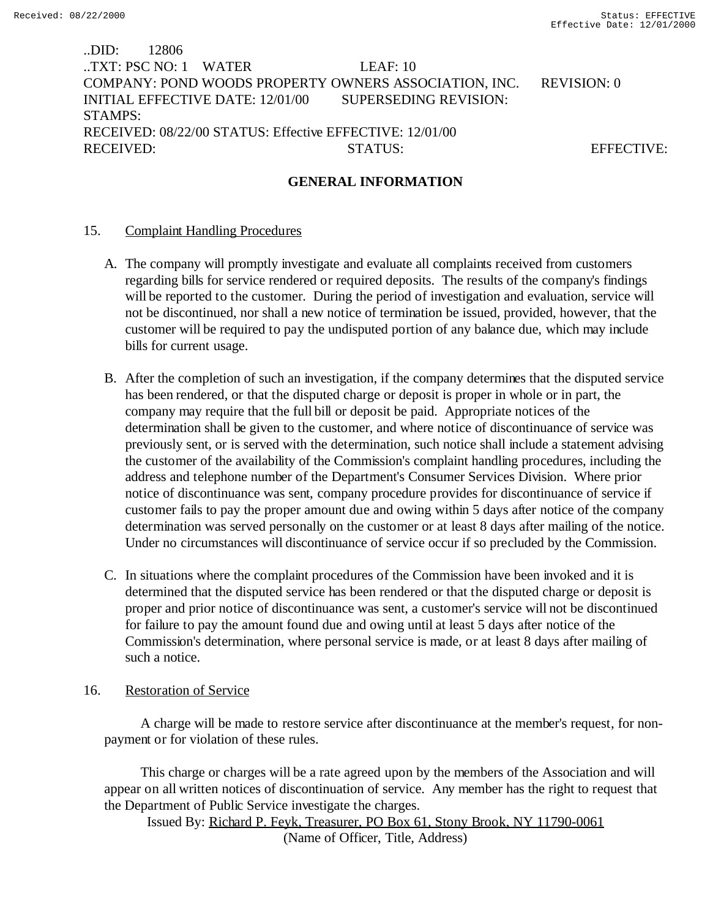..DID: 12806
..TXT: PSC NO: 1 WATER LEAF: 10
COMPANY: POND WOODS PROPERTY OWNERS ASSOCIATION, INC. REVISION: 0
INITIAL EFFECTIVE DATE: 12/01/00 SUPERSEDING REVISION:
STAMPS:
RECEIVED: 08/22/00 STATUS: Effective EFFECTIVE: 12/01/00
RECEIVED: STATUS: EFFECTIVE:

## GENERAL INFORMATION

15. Complaint Handling Procedures

A. The company will promptly investigate and evaluate all complaints received from customers regarding bills for service rendered or required deposits. The results of the company's findings will be reported to the customer. During the period of investigation and evaluation, service will not be discontinued, nor shall a new notice of termination be issued, provided, however, that the customer will be required to pay the undisputed portion of any balance due, which may include bills for current usage.

B. After the completion of such an investigation, if the company determines that the disputed service has been rendered, or that the disputed charge or deposit is proper in whole or in part, the company may require that the full bill or deposit be paid. Appropriate notices of the determination shall be given to the customer, and where notice of discontinuance of service was previously sent, or is served with the determination, such notice shall include a statement advising the customer of the availability of the Commission's complaint handling procedures, including the address and telephone number of the Department's Consumer Services Division. Where prior notice of discontinuance was sent, company procedure provides for discontinuance of service if customer fails to pay the proper amount due and owing within 5 days after notice of the company determination was served personally on the customer or at least 8 days after mailing of the notice. Under no circumstances will discontinuance of service occur if so precluded by the Commission.

C. In situations where the complaint procedures of the Commission have been invoked and it is determined that the disputed service has been rendered or that the disputed charge or deposit is proper and prior notice of discontinuance was sent, a customer's service will not be discontinued for failure to pay the amount found due and owing until at least 5 days after notice of the Commission's determination, where personal service is made, or at least 8 days after mailing of such a notice.

16. Restoration of Service

A charge will be made to restore service after discontinuance at the member's request, for non-payment or for violation of these rules.

This charge or charges will be a rate agreed upon by the members of the Association and will appear on all written notices of discontinuation of service. Any member has the right to request that the Department of Public Service investigate the charges.

Issued By: Richard P. Feyk, Treasurer, PO Box 61, Stony Brook, NY 11790-0061
(Name of Officer, Title, Address)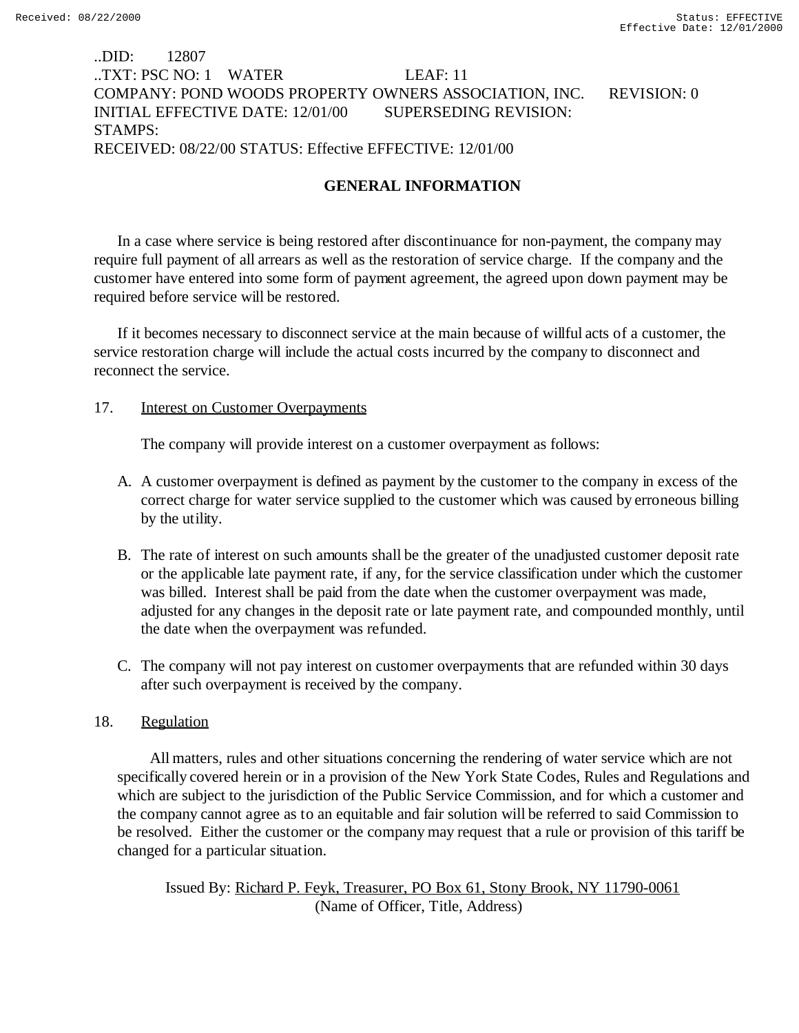..DID: 12807
..TXT: PSC NO: 1 WATER LEAF: 11
COMPANY: POND WOODS PROPERTY OWNERS ASSOCIATION, INC. REVISION: 0
INITIAL EFFECTIVE DATE: 12/01/00 SUPERSEDING REVISION:
STAMPS:
RECEIVED: 08/22/00 STATUS: Effective EFFECTIVE: 12/01/00

## GENERAL INFORMATION

In a case where service is being restored after discontinuance for non-payment, the company may require full payment of all arrears as well as the restoration of service charge. If the company and the customer have entered into some form of payment agreement, the agreed upon down payment may be required before service will be restored.

If it becomes necessary to disconnect service at the main because of willful acts of a customer, the service restoration charge will include the actual costs incurred by the company to disconnect and reconnect the service.

17. Interest on Customer Overpayments

The company will provide interest on a customer overpayment as follows:

A. A customer overpayment is defined as payment by the customer to the company in excess of the correct charge for water service supplied to the customer which was caused by erroneous billing by the utility.

B. The rate of interest on such amounts shall be the greater of the unadjusted customer deposit rate or the applicable late payment rate, if any, for the service classification under which the customer was billed. Interest shall be paid from the date when the customer overpayment was made, adjusted for any changes in the deposit rate or late payment rate, and compounded monthly, until the date when the overpayment was refunded.

C. The company will not pay interest on customer overpayments that are refunded within 30 days after such overpayment is received by the company.

18. Regulation

All matters, rules and other situations concerning the rendering of water service which are not specifically covered herein or in a provision of the New York State Codes, Rules and Regulations and which are subject to the jurisdiction of the Public Service Commission, and for which a customer and the company cannot agree as to an equitable and fair solution will be referred to said Commission to be resolved. Either the customer or the company may request that a rule or provision of this tariff be changed for a particular situation.

Issued By: Richard P. Feyk, Treasurer, PO Box 61, Stony Brook, NY 11790-0061
(Name of Officer, Title, Address)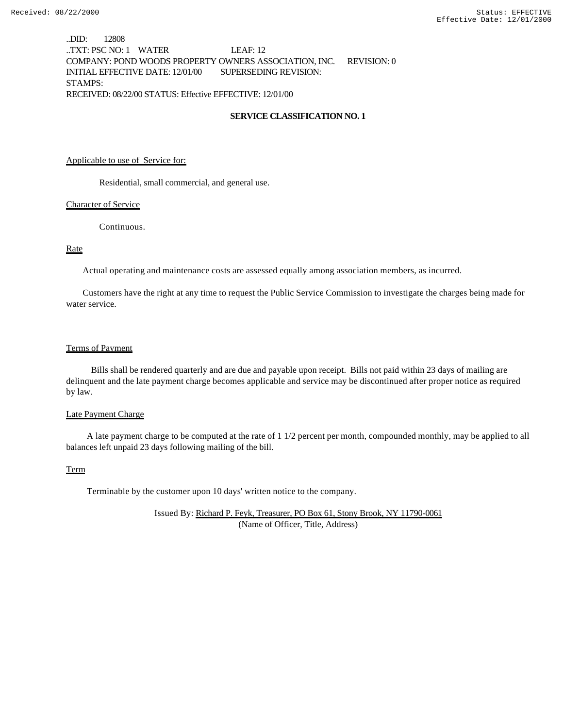..DID: 12808
..TXT: PSC NO: 1 WATER LEAF: 12
COMPANY: POND WOODS PROPERTY OWNERS ASSOCIATION, INC. REVISION: 0
INITIAL EFFECTIVE DATE: 12/01/00 SUPERSEDING REVISION:
STAMPS:
RECEIVED: 08/22/00 STATUS: Effective EFFECTIVE: 12/01/00

**SERVICE CLASSIFICATION NO. 1**

Applicable to use of Service for:

Residential, small commercial, and general use.

Character of Service

Continuous.

Rate

Actual operating and maintenance costs are assessed equally among association members, as incurred.

Customers have the right at any time to request the Public Service Commission to investigate the charges being made for water service.

Terms of Payment

Bills shall be rendered quarterly and are due and payable upon receipt. Bills not paid within 23 days of mailing are delinquent and the late payment charge becomes applicable and service may be discontinued after proper notice as required by law.

Late Payment Charge

A late payment charge to be computed at the rate of 1 1/2 percent per month, compounded monthly, may be applied to all balances left unpaid 23 days following mailing of the bill.

Term

Terminable by the customer upon 10 days' written notice to the company.

Issued By: Richard P. Feyk, Treasurer, PO Box 61, Stony Brook, NY 11790-0061
(Name of Officer, Title, Address)